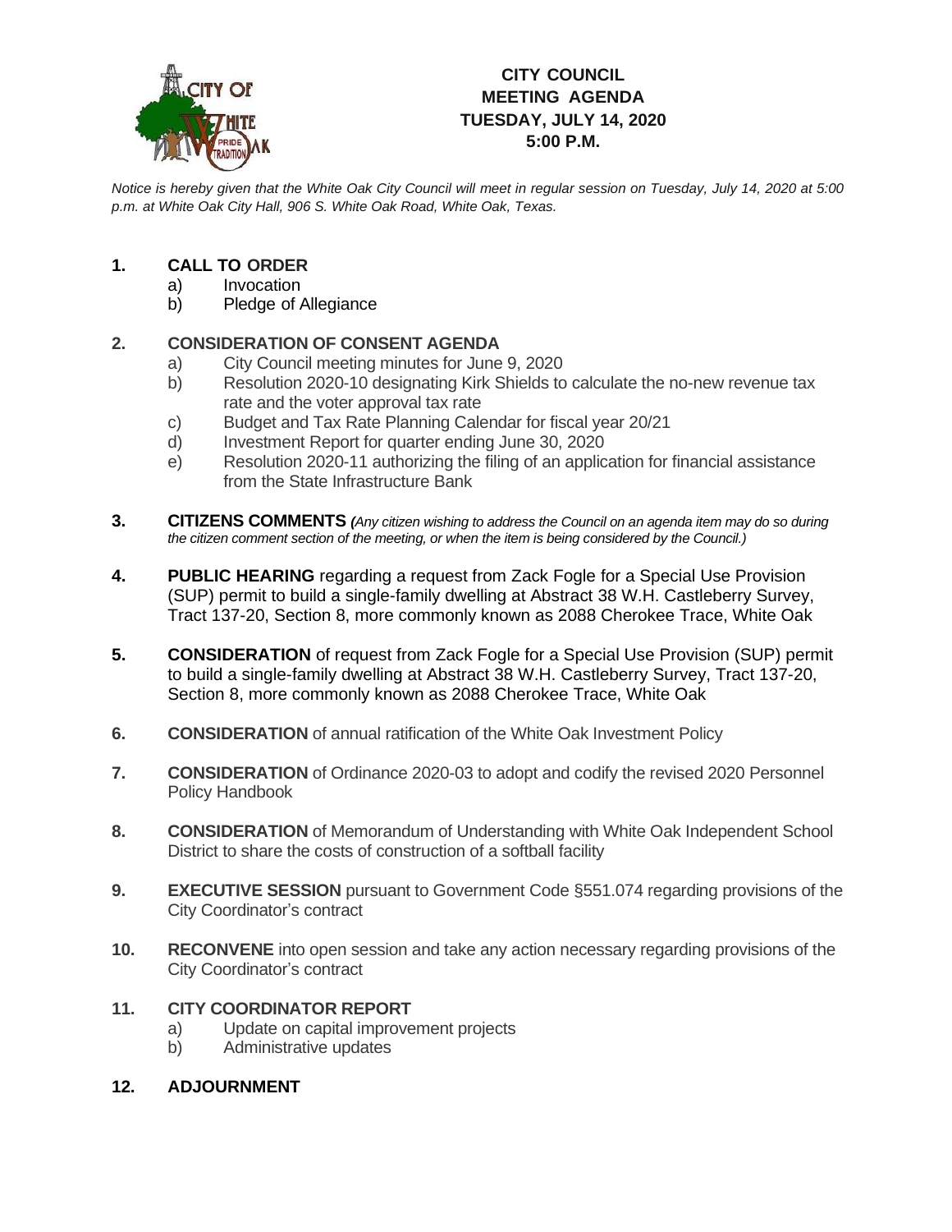# CITY COUNCIL MEETING AGENDA
## TUESDAY, JULY 14, 2020
## 5:00 P.M.

*Notice is hereby given that the White Oak City Council will meet in regular session on Tuesday, July 14, 2020 at 5:00 p.m. at White Oak City Hall, 906 S. White Oak Road, White Oak, Texas.*

**1. CALL TO ORDER**
- a) Invocation
- b) Pledge of Allegiance

**2. CONSIDERATION OF CONSENT AGENDA**
- a) City Council meeting minutes for June 9, 2020
- b) Resolution 2020-10 designating Kirk Shields to calculate the no-new revenue tax rate and the voter approval tax rate
- c) Budget and Tax Rate Planning Calendar for fiscal year 20/21
- d) Investment Report for quarter ending June 30, 2020
- e) Resolution 2020-11 authorizing the filing of an application for financial assistance from the State Infrastructure Bank

**3. CITIZENS COMMENTS** *(Any citizen wishing to address the Council on an agenda item may do so during the citizen comment section of the meeting, or when the item is being considered by the Council.)*

**4. PUBLIC HEARING** regarding a request from Zack Fogle for a Special Use Provision (SUP) permit to build a single-family dwelling at Abstract 38 W.H. Castleberry Survey, Tract 137-20, Section 8, more commonly known as 2088 Cherokee Trace, White Oak

**5. CONSIDERATION** of request from Zack Fogle for a Special Use Provision (SUP) permit to build a single-family dwelling at Abstract 38 W.H. Castleberry Survey, Tract 137-20, Section 8, more commonly known as 2088 Cherokee Trace, White Oak

**6. CONSIDERATION** of annual ratification of the White Oak Investment Policy

**7. CONSIDERATION** of Ordinance 2020-03 to adopt and codify the revised 2020 Personnel Policy Handbook

**8. CONSIDERATION** of Memorandum of Understanding with White Oak Independent School District to share the costs of construction of a softball facility

**9. EXECUTIVE SESSION** pursuant to Government Code §551.074 regarding provisions of the City Coordinator's contract

**10. RECONVENE** into open session and take any action necessary regarding provisions of the City Coordinator's contract

**11. CITY COORDINATOR REPORT**
- a) Update on capital improvement projects
- b) Administrative updates

**12. ADJOURNMENT**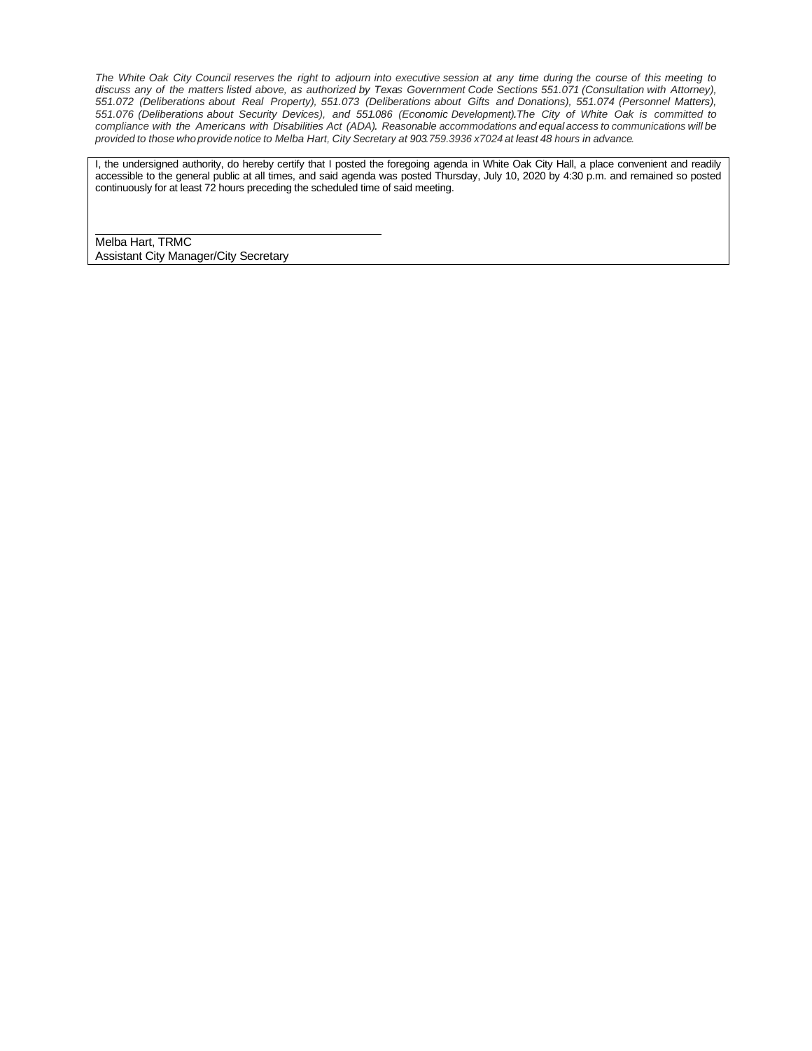*The White Oak City Council reserves the right to adjourn into executive session at any time during the course of this meeting to discuss any of the matters listed above, as authorized by Texas Government Code Sections 551.071 (Consultation with Attorney), 551.072 (Deliberations about Real Property), 551.073 (Deliberations about Gifts and Donations), 551.074 (Personnel Matters), 551.076 (Deliberations about Security Devices), and 551.086 (Economic Development).The City of White Oak is committed to compliance with the Americans with Disabilities Act (ADA). Reasonable accommodations and equal access to communications will be provided to those who provide notice to Melba Hart, City Secretary at 903.759.3936 x7024 at least 48 hours in advance.*

I, the undersigned authority, do hereby certify that I posted the foregoing agenda in White Oak City Hall, a place convenient and readily accessible to the general public at all times, and said agenda was posted Thursday, July 10, 2020 by 4:30 p.m. and remained so posted continuously for at least 72 hours preceding the scheduled time of said meeting.

\_\_\_\_\_\_\_\_\_\_\_\_\_\_\_\_\_\_\_\_\_\_\_\_\_\_\_\_\_\_\_\_\_\_\_\_\_\_\_\_

Melba Hart, TRMC
Assistant City Manager/City Secretary